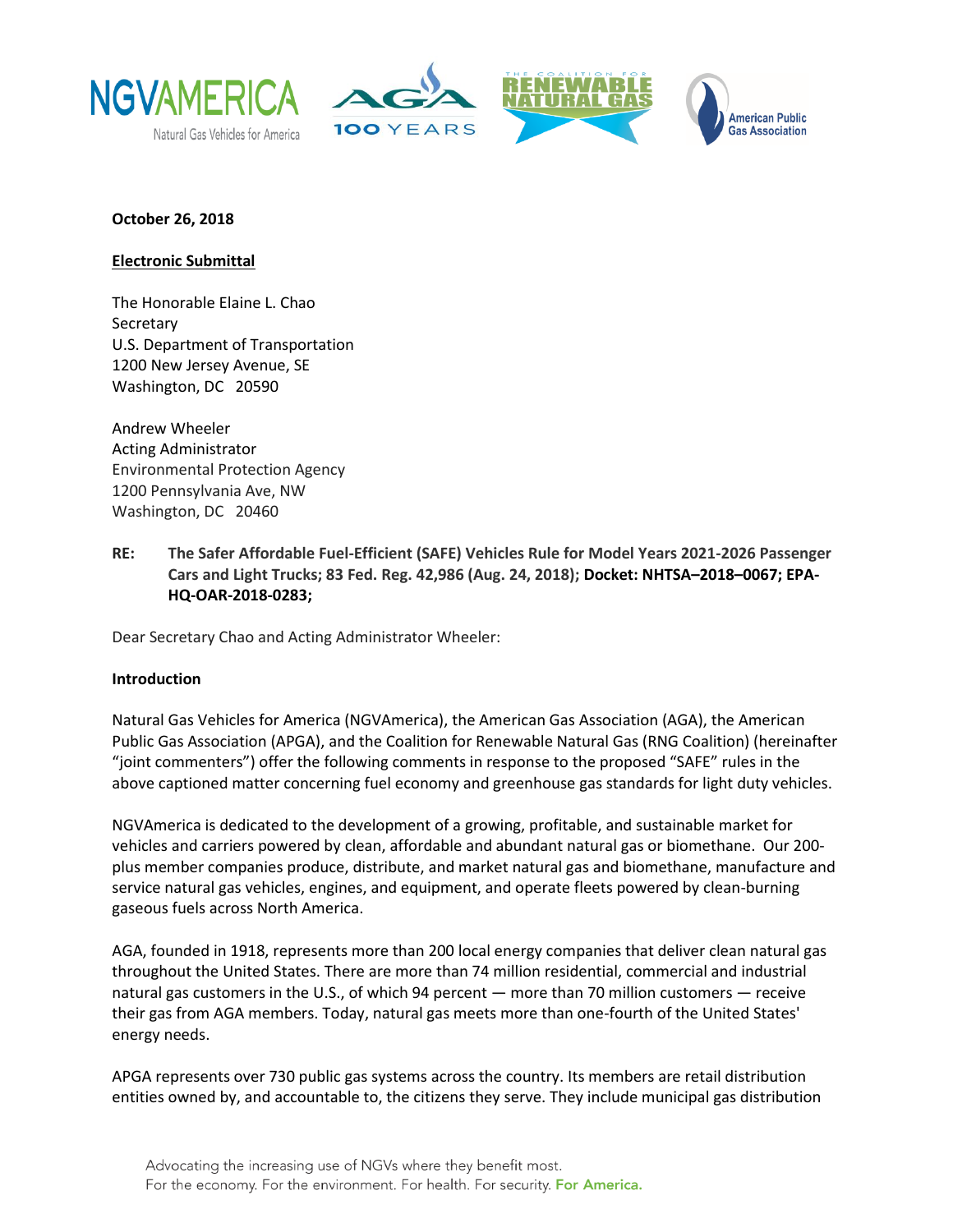**October 26, 2018**

**Electronic Submittal**

The Honorable Elaine L. Chao
Secretary
U.S. Department of Transportation
1200 New Jersey Avenue, SE
Washington, DC 20590

Andrew Wheeler
Acting Administrator
Environmental Protection Agency
1200 Pennsylvania Ave, NW
Washington, DC 20460

**RE: The Safer Affordable Fuel-Efficient (SAFE) Vehicles Rule for Model Years 2021-2026 Passenger Cars and Light Trucks; 83 Fed. Reg. 42,986 (Aug. 24, 2018); Docket: NHTSA–2018–0067; EPA-HQ-OAR-2018-0283;**

Dear Secretary Chao and Acting Administrator Wheeler:

**Introduction**

Natural Gas Vehicles for America (NGVAmerica), the American Gas Association (AGA), the American Public Gas Association (APGA), and the Coalition for Renewable Natural Gas (RNG Coalition) (hereinafter "joint commenters") offer the following comments in response to the proposed "SAFE" rules in the above captioned matter concerning fuel economy and greenhouse gas standards for light duty vehicles.

NGVAmerica is dedicated to the development of a growing, profitable, and sustainable market for vehicles and carriers powered by clean, affordable and abundant natural gas or biomethane. Our 200-plus member companies produce, distribute, and market natural gas and biomethane, manufacture and service natural gas vehicles, engines, and equipment, and operate fleets powered by clean-burning gaseous fuels across North America.

AGA, founded in 1918, represents more than 200 local energy companies that deliver clean natural gas throughout the United States. There are more than 74 million residential, commercial and industrial natural gas customers in the U.S., of which 94 percent — more than 70 million customers — receive their gas from AGA members. Today, natural gas meets more than one-fourth of the United States' energy needs.

APGA represents over 730 public gas systems across the country. Its members are retail distribution entities owned by, and accountable to, the citizens they serve. They include municipal gas distribution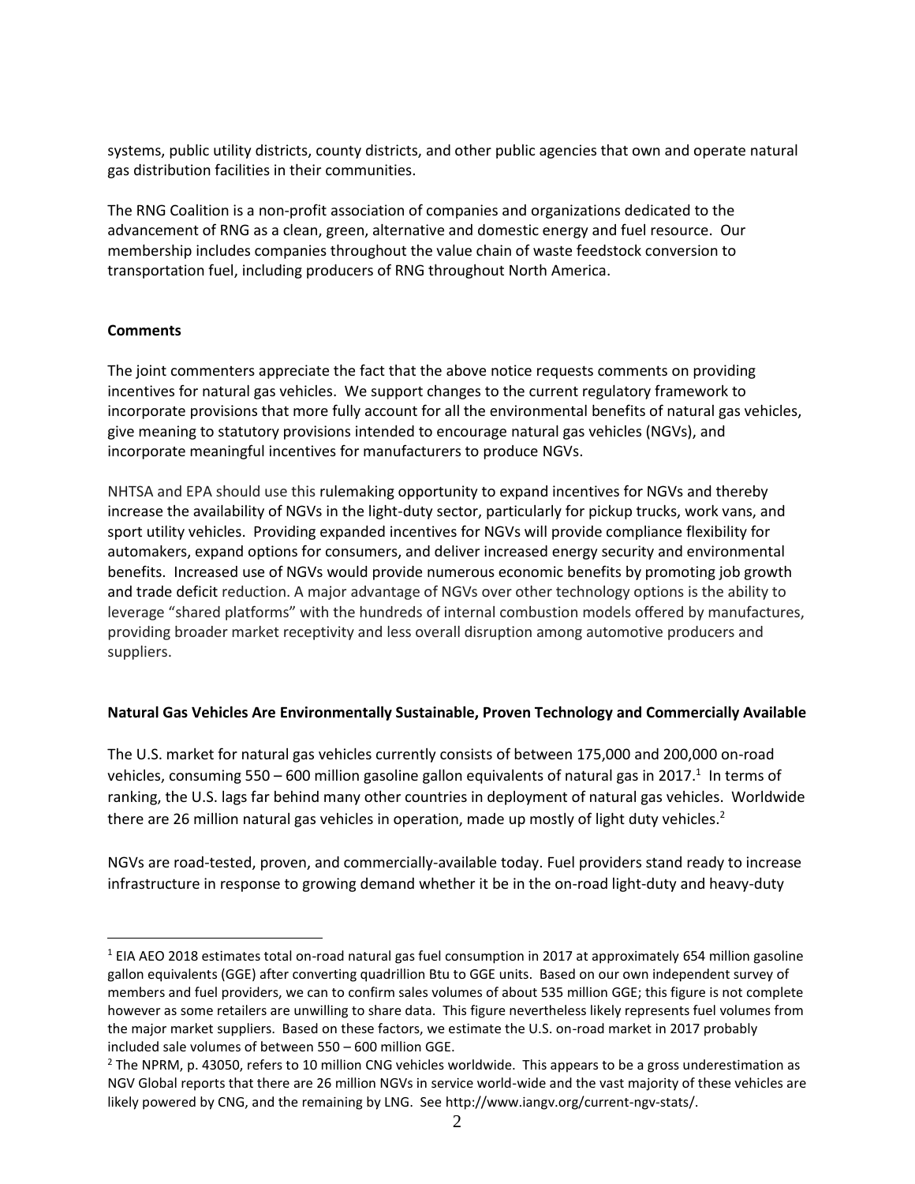systems, public utility districts, county districts, and other public agencies that own and operate natural gas distribution facilities in their communities.

The RNG Coalition is a non-profit association of companies and organizations dedicated to the advancement of RNG as a clean, green, alternative and domestic energy and fuel resource. Our membership includes companies throughout the value chain of waste feedstock conversion to transportation fuel, including producers of RNG throughout North America.

**Comments**

The joint commenters appreciate the fact that the above notice requests comments on providing incentives for natural gas vehicles. We support changes to the current regulatory framework to incorporate provisions that more fully account for all the environmental benefits of natural gas vehicles, give meaning to statutory provisions intended to encourage natural gas vehicles (NGVs), and incorporate meaningful incentives for manufacturers to produce NGVs.

NHTSA and EPA should use this rulemaking opportunity to expand incentives for NGVs and thereby increase the availability of NGVs in the light-duty sector, particularly for pickup trucks, work vans, and sport utility vehicles. Providing expanded incentives for NGVs will provide compliance flexibility for automakers, expand options for consumers, and deliver increased energy security and environmental benefits. Increased use of NGVs would provide numerous economic benefits by promoting job growth and trade deficit reduction. A major advantage of NGVs over other technology options is the ability to leverage "shared platforms" with the hundreds of internal combustion models offered by manufactures, providing broader market receptivity and less overall disruption among automotive producers and suppliers.

**Natural Gas Vehicles Are Environmentally Sustainable, Proven Technology and Commercially Available**

The U.S. market for natural gas vehicles currently consists of between 175,000 and 200,000 on-road vehicles, consuming 550 – 600 million gasoline gallon equivalents of natural gas in 2017.[1] In terms of ranking, the U.S. lags far behind many other countries in deployment of natural gas vehicles. Worldwide there are 26 million natural gas vehicles in operation, made up mostly of light duty vehicles.[2]

NGVs are road-tested, proven, and commercially-available today. Fuel providers stand ready to increase infrastructure in response to growing demand whether it be in the on-road light-duty and heavy-duty

[1] EIA AEO 2018 estimates total on-road natural gas fuel consumption in 2017 at approximately 654 million gasoline gallon equivalents (GGE) after converting quadrillion Btu to GGE units. Based on our own independent survey of members and fuel providers, we can to confirm sales volumes of about 535 million GGE; this figure is not complete however as some retailers are unwilling to share data. This figure nevertheless likely represents fuel volumes from the major market suppliers. Based on these factors, we estimate the U.S. on-road market in 2017 probably included sale volumes of between 550 – 600 million GGE.

[2] The NPRM, p. 43050, refers to 10 million CNG vehicles worldwide. This appears to be a gross underestimation as NGV Global reports that there are 26 million NGVs in service world-wide and the vast majority of these vehicles are likely powered by CNG, and the remaining by LNG. See http://www.iangv.org/current-ngv-stats/.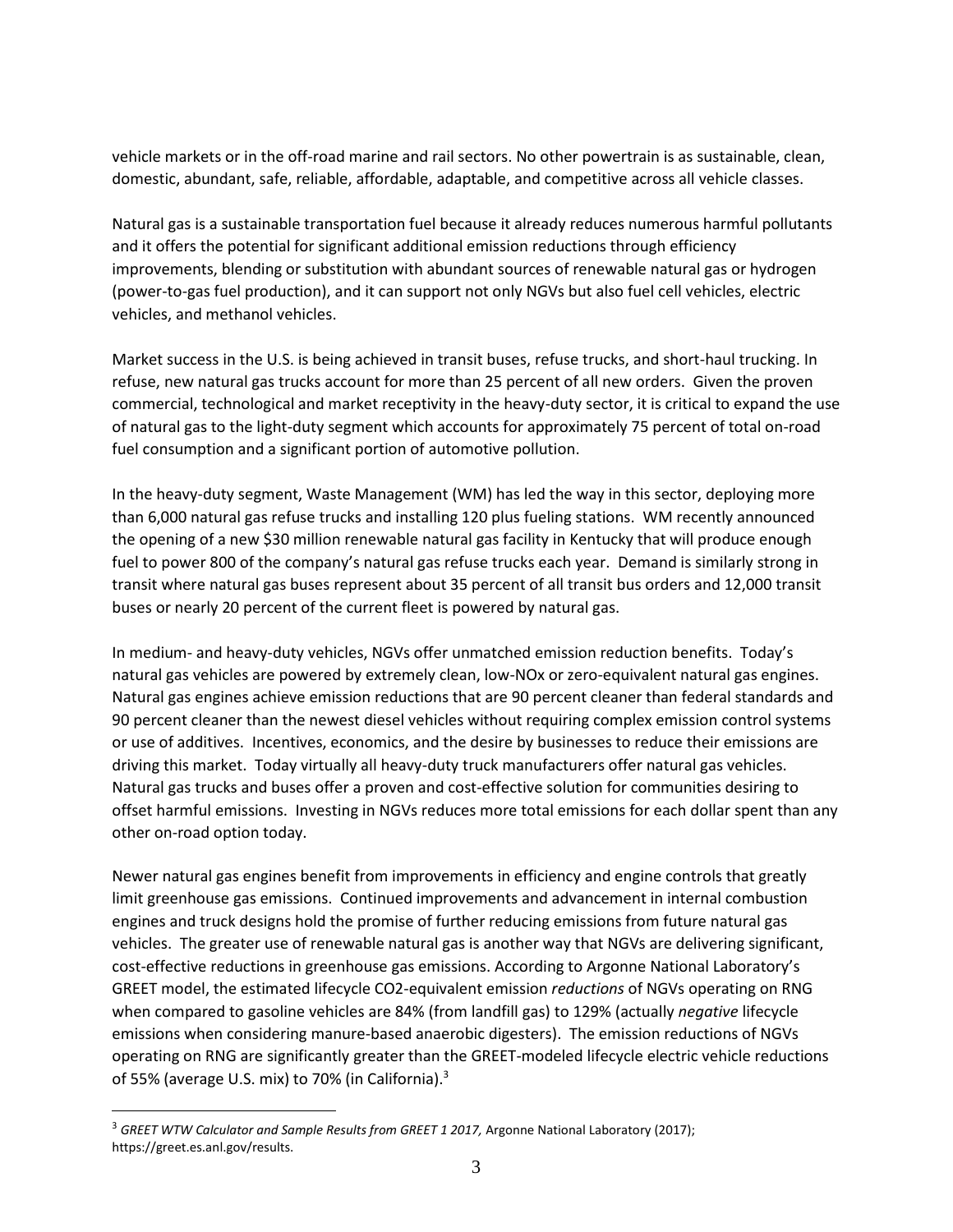vehicle markets or in the off-road marine and rail sectors. No other powertrain is as sustainable, clean, domestic, abundant, safe, reliable, affordable, adaptable, and competitive across all vehicle classes.

Natural gas is a sustainable transportation fuel because it already reduces numerous harmful pollutants and it offers the potential for significant additional emission reductions through efficiency improvements, blending or substitution with abundant sources of renewable natural gas or hydrogen (power-to-gas fuel production), and it can support not only NGVs but also fuel cell vehicles, electric vehicles, and methanol vehicles.

Market success in the U.S. is being achieved in transit buses, refuse trucks, and short-haul trucking. In refuse, new natural gas trucks account for more than 25 percent of all new orders. Given the proven commercial, technological and market receptivity in the heavy-duty sector, it is critical to expand the use of natural gas to the light-duty segment which accounts for approximately 75 percent of total on-road fuel consumption and a significant portion of automotive pollution.

In the heavy-duty segment, Waste Management (WM) has led the way in this sector, deploying more than 6,000 natural gas refuse trucks and installing 120 plus fueling stations. WM recently announced the opening of a new $30 million renewable natural gas facility in Kentucky that will produce enough fuel to power 800 of the company's natural gas refuse trucks each year. Demand is similarly strong in transit where natural gas buses represent about 35 percent of all transit bus orders and 12,000 transit buses or nearly 20 percent of the current fleet is powered by natural gas.

In medium- and heavy-duty vehicles, NGVs offer unmatched emission reduction benefits. Today's natural gas vehicles are powered by extremely clean, low-NOx or zero-equivalent natural gas engines. Natural gas engines achieve emission reductions that are 90 percent cleaner than federal standards and 90 percent cleaner than the newest diesel vehicles without requiring complex emission control systems or use of additives. Incentives, economics, and the desire by businesses to reduce their emissions are driving this market. Today virtually all heavy-duty truck manufacturers offer natural gas vehicles. Natural gas trucks and buses offer a proven and cost-effective solution for communities desiring to offset harmful emissions. Investing in NGVs reduces more total emissions for each dollar spent than any other on-road option today.

Newer natural gas engines benefit from improvements in efficiency and engine controls that greatly limit greenhouse gas emissions. Continued improvements and advancement in internal combustion engines and truck designs hold the promise of further reducing emissions from future natural gas vehicles. The greater use of renewable natural gas is another way that NGVs are delivering significant, cost-effective reductions in greenhouse gas emissions. According to Argonne National Laboratory's GREET model, the estimated lifecycle CO2-equivalent emission *reductions* of NGVs operating on RNG when compared to gasoline vehicles are 84% (from landfill gas) to 129% (actually *negative* lifecycle emissions when considering manure-based anaerobic digesters). The emission reductions of NGVs operating on RNG are significantly greater than the GREET-modeled lifecycle electric vehicle reductions of 55% (average U.S. mix) to 70% (in California).[3]

---

[3] *GREET WTW Calculator and Sample Results from GREET 1 2017,* Argonne National Laboratory (2017); https://greet.es.anl.gov/results.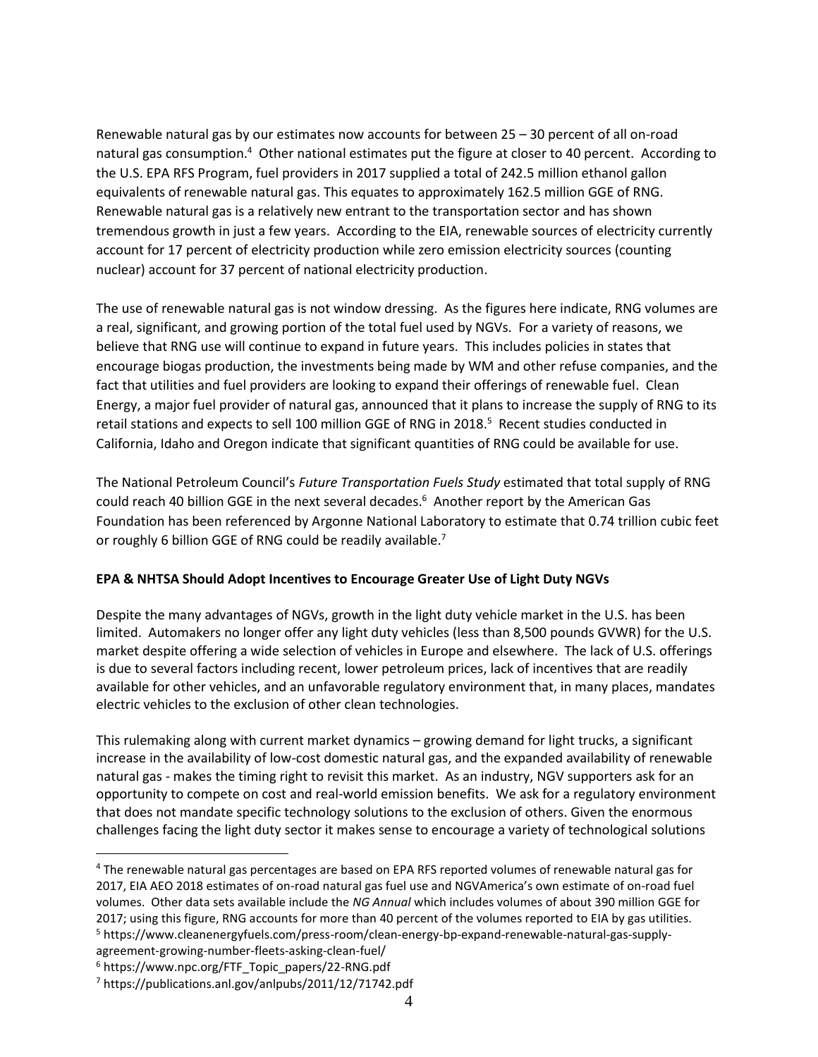Renewable natural gas by our estimates now accounts for between 25 – 30 percent of all on-road natural gas consumption.[4] Other national estimates put the figure at closer to 40 percent. According to the U.S. EPA RFS Program, fuel providers in 2017 supplied a total of 242.5 million ethanol gallon equivalents of renewable natural gas. This equates to approximately 162.5 million GGE of RNG. Renewable natural gas is a relatively new entrant to the transportation sector and has shown tremendous growth in just a few years. According to the EIA, renewable sources of electricity currently account for 17 percent of electricity production while zero emission electricity sources (counting nuclear) account for 37 percent of national electricity production.

The use of renewable natural gas is not window dressing. As the figures here indicate, RNG volumes are a real, significant, and growing portion of the total fuel used by NGVs. For a variety of reasons, we believe that RNG use will continue to expand in future years. This includes policies in states that encourage biogas production, the investments being made by WM and other refuse companies, and the fact that utilities and fuel providers are looking to expand their offerings of renewable fuel. Clean Energy, a major fuel provider of natural gas, announced that it plans to increase the supply of RNG to its retail stations and expects to sell 100 million GGE of RNG in 2018.[5] Recent studies conducted in California, Idaho and Oregon indicate that significant quantities of RNG could be available for use.

The National Petroleum Council's *Future Transportation Fuels Study* estimated that total supply of RNG could reach 40 billion GGE in the next several decades.[6] Another report by the American Gas Foundation has been referenced by Argonne National Laboratory to estimate that 0.74 trillion cubic feet or roughly 6 billion GGE of RNG could be readily available.[7]

**EPA & NHTSA Should Adopt Incentives to Encourage Greater Use of Light Duty NGVs**

Despite the many advantages of NGVs, growth in the light duty vehicle market in the U.S. has been limited. Automakers no longer offer any light duty vehicles (less than 8,500 pounds GVWR) for the U.S. market despite offering a wide selection of vehicles in Europe and elsewhere. The lack of U.S. offerings is due to several factors including recent, lower petroleum prices, lack of incentives that are readily available for other vehicles, and an unfavorable regulatory environment that, in many places, mandates electric vehicles to the exclusion of other clean technologies.

This rulemaking along with current market dynamics – growing demand for light trucks, a significant increase in the availability of low-cost domestic natural gas, and the expanded availability of renewable natural gas - makes the timing right to revisit this market. As an industry, NGV supporters ask for an opportunity to compete on cost and real-world emission benefits. We ask for a regulatory environment that does not mandate specific technology solutions to the exclusion of others. Given the enormous challenges facing the light duty sector it makes sense to encourage a variety of technological solutions

---

[4] The renewable natural gas percentages are based on EPA RFS reported volumes of renewable natural gas for 2017, EIA AEO 2018 estimates of on-road natural gas fuel use and NGVAmerica's own estimate of on-road fuel volumes. Other data sets available include the *NG Annual* which includes volumes of about 390 million GGE for 2017; using this figure, RNG accounts for more than 40 percent of the volumes reported to EIA by gas utilities.

[5] https://www.cleanenergyfuels.com/press-room/clean-energy-bp-expand-renewable-natural-gas-supply-agreement-growing-number-fleets-asking-clean-fuel/

[6] https://www.npc.org/FTF_Topic_papers/22-RNG.pdf

[7] https://publications.anl.gov/anlpubs/2011/12/71742.pdf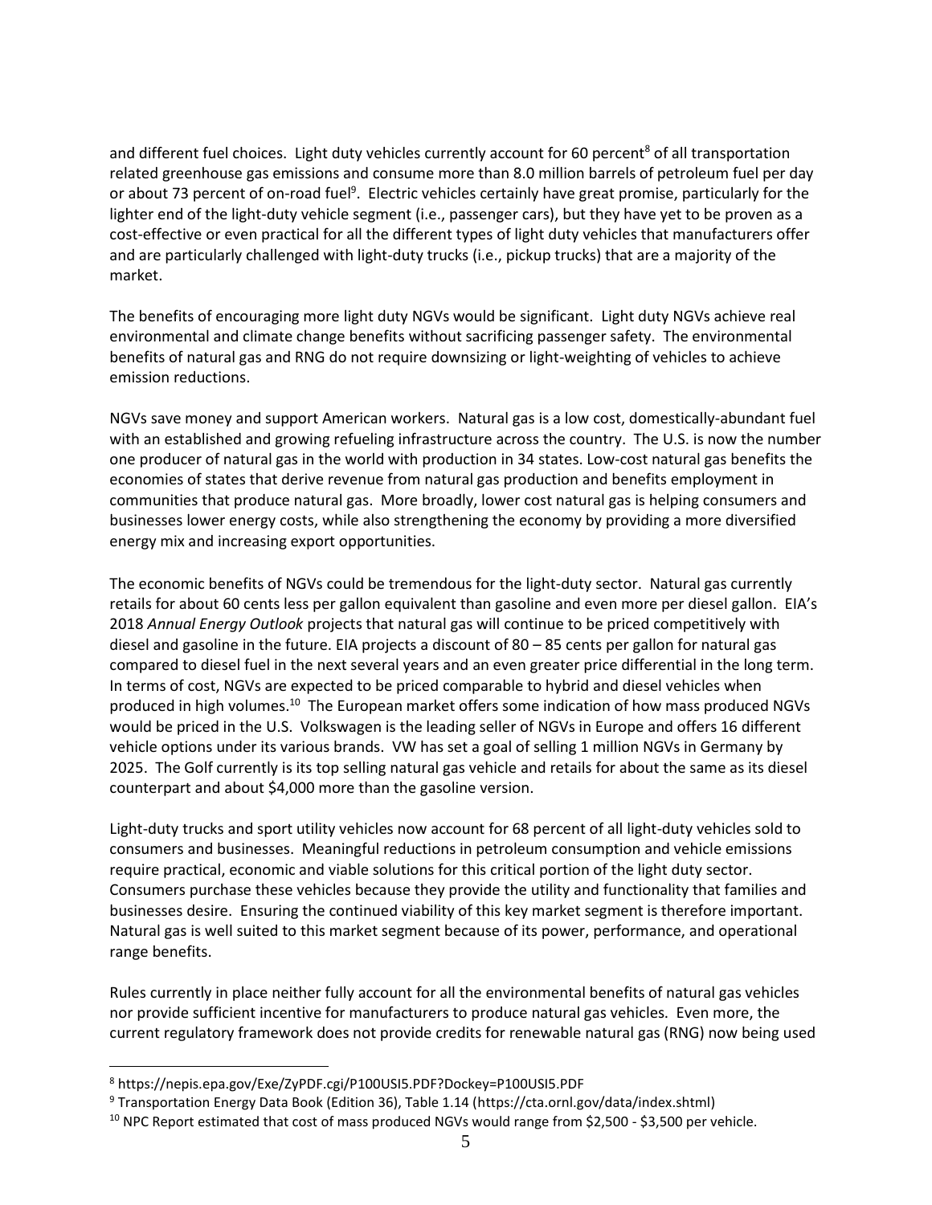and different fuel choices. Light duty vehicles currently account for 60 percent[8] of all transportation related greenhouse gas emissions and consume more than 8.0 million barrels of petroleum fuel per day or about 73 percent of on-road fuel[9]. Electric vehicles certainly have great promise, particularly for the lighter end of the light-duty vehicle segment (i.e., passenger cars), but they have yet to be proven as a cost-effective or even practical for all the different types of light duty vehicles that manufacturers offer and are particularly challenged with light-duty trucks (i.e., pickup trucks) that are a majority of the market.

The benefits of encouraging more light duty NGVs would be significant. Light duty NGVs achieve real environmental and climate change benefits without sacrificing passenger safety. The environmental benefits of natural gas and RNG do not require downsizing or light-weighting of vehicles to achieve emission reductions.

NGVs save money and support American workers. Natural gas is a low cost, domestically-abundant fuel with an established and growing refueling infrastructure across the country. The U.S. is now the number one producer of natural gas in the world with production in 34 states. Low-cost natural gas benefits the economies of states that derive revenue from natural gas production and benefits employment in communities that produce natural gas. More broadly, lower cost natural gas is helping consumers and businesses lower energy costs, while also strengthening the economy by providing a more diversified energy mix and increasing export opportunities.

The economic benefits of NGVs could be tremendous for the light-duty sector. Natural gas currently retails for about 60 cents less per gallon equivalent than gasoline and even more per diesel gallon. EIA's 2018 *Annual Energy Outlook* projects that natural gas will continue to be priced competitively with diesel and gasoline in the future. EIA projects a discount of 80 – 85 cents per gallon for natural gas compared to diesel fuel in the next several years and an even greater price differential in the long term. In terms of cost, NGVs are expected to be priced comparable to hybrid and diesel vehicles when produced in high volumes.[10] The European market offers some indication of how mass produced NGVs would be priced in the U.S. Volkswagen is the leading seller of NGVs in Europe and offers 16 different vehicle options under its various brands. VW has set a goal of selling 1 million NGVs in Germany by 2025. The Golf currently is its top selling natural gas vehicle and retails for about the same as its diesel counterpart and about $4,000 more than the gasoline version.

Light-duty trucks and sport utility vehicles now account for 68 percent of all light-duty vehicles sold to consumers and businesses. Meaningful reductions in petroleum consumption and vehicle emissions require practical, economic and viable solutions for this critical portion of the light duty sector. Consumers purchase these vehicles because they provide the utility and functionality that families and businesses desire. Ensuring the continued viability of this key market segment is therefore important. Natural gas is well suited to this market segment because of its power, performance, and operational range benefits.

Rules currently in place neither fully account for all the environmental benefits of natural gas vehicles nor provide sufficient incentive for manufacturers to produce natural gas vehicles. Even more, the current regulatory framework does not provide credits for renewable natural gas (RNG) now being used

---

[8] https://nepis.epa.gov/Exe/ZyPDF.cgi/P100USI5.PDF?Dockey=P100USI5.PDF

[9] Transportation Energy Data Book (Edition 36), Table 1.14 (https://cta.ornl.gov/data/index.shtml)

[10] NPC Report estimated that cost of mass produced NGVs would range from $2,500 - $3,500 per vehicle.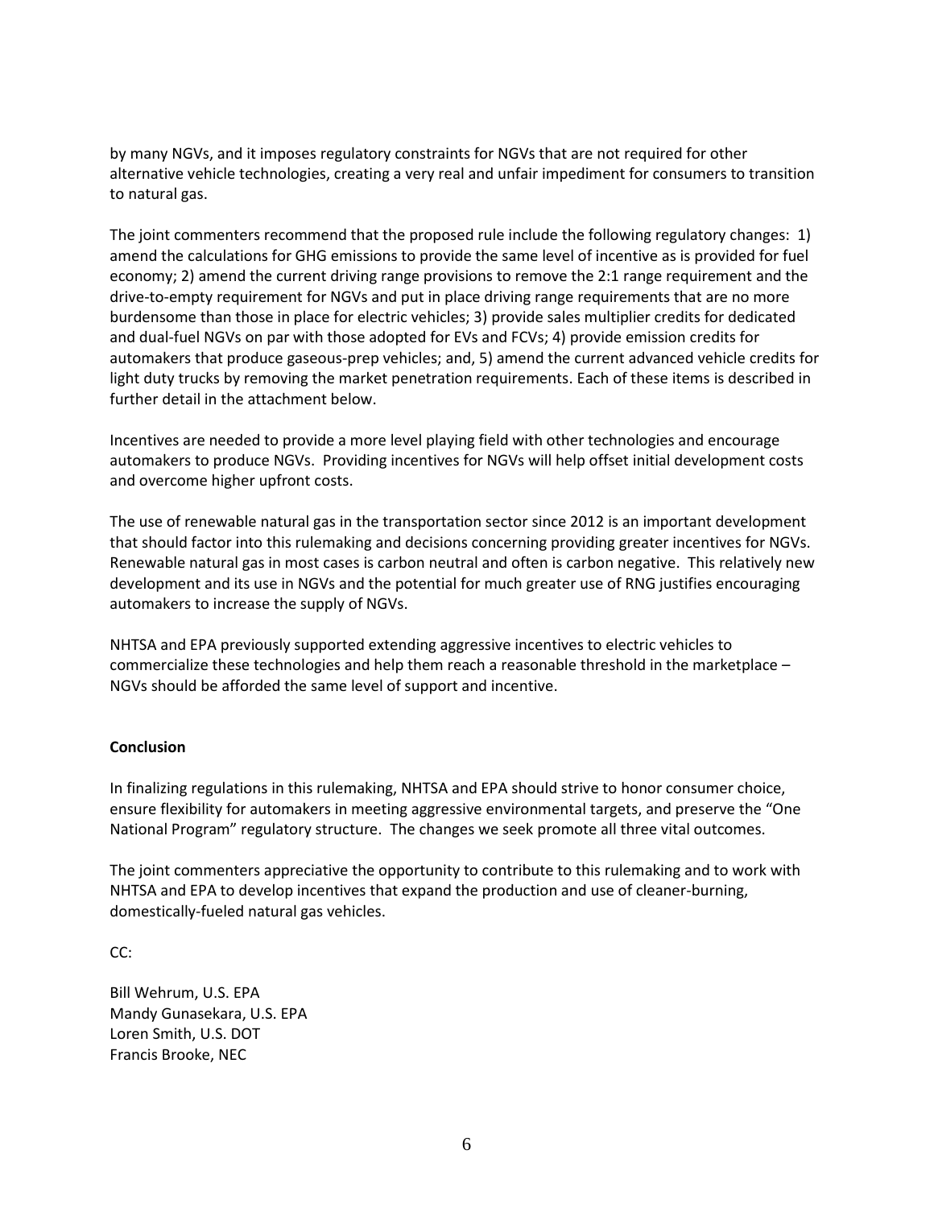by many NGVs, and it imposes regulatory constraints for NGVs that are not required for other alternative vehicle technologies, creating a very real and unfair impediment for consumers to transition to natural gas.

The joint commenters recommend that the proposed rule include the following regulatory changes: 1) amend the calculations for GHG emissions to provide the same level of incentive as is provided for fuel economy; 2) amend the current driving range provisions to remove the 2:1 range requirement and the drive-to-empty requirement for NGVs and put in place driving range requirements that are no more burdensome than those in place for electric vehicles; 3) provide sales multiplier credits for dedicated and dual-fuel NGVs on par with those adopted for EVs and FCVs; 4) provide emission credits for automakers that produce gaseous-prep vehicles; and, 5) amend the current advanced vehicle credits for light duty trucks by removing the market penetration requirements. Each of these items is described in further detail in the attachment below.

Incentives are needed to provide a more level playing field with other technologies and encourage automakers to produce NGVs. Providing incentives for NGVs will help offset initial development costs and overcome higher upfront costs.

The use of renewable natural gas in the transportation sector since 2012 is an important development that should factor into this rulemaking and decisions concerning providing greater incentives for NGVs. Renewable natural gas in most cases is carbon neutral and often is carbon negative. This relatively new development and its use in NGVs and the potential for much greater use of RNG justifies encouraging automakers to increase the supply of NGVs.

NHTSA and EPA previously supported extending aggressive incentives to electric vehicles to commercialize these technologies and help them reach a reasonable threshold in the marketplace – NGVs should be afforded the same level of support and incentive.

**Conclusion**

In finalizing regulations in this rulemaking, NHTSA and EPA should strive to honor consumer choice, ensure flexibility for automakers in meeting aggressive environmental targets, and preserve the "One National Program" regulatory structure. The changes we seek promote all three vital outcomes.

The joint commenters appreciative the opportunity to contribute to this rulemaking and to work with NHTSA and EPA to develop incentives that expand the production and use of cleaner-burning, domestically-fueled natural gas vehicles.

CC:

Bill Wehrum, U.S. EPA
Mandy Gunasekara, U.S. EPA
Loren Smith, U.S. DOT
Francis Brooke, NEC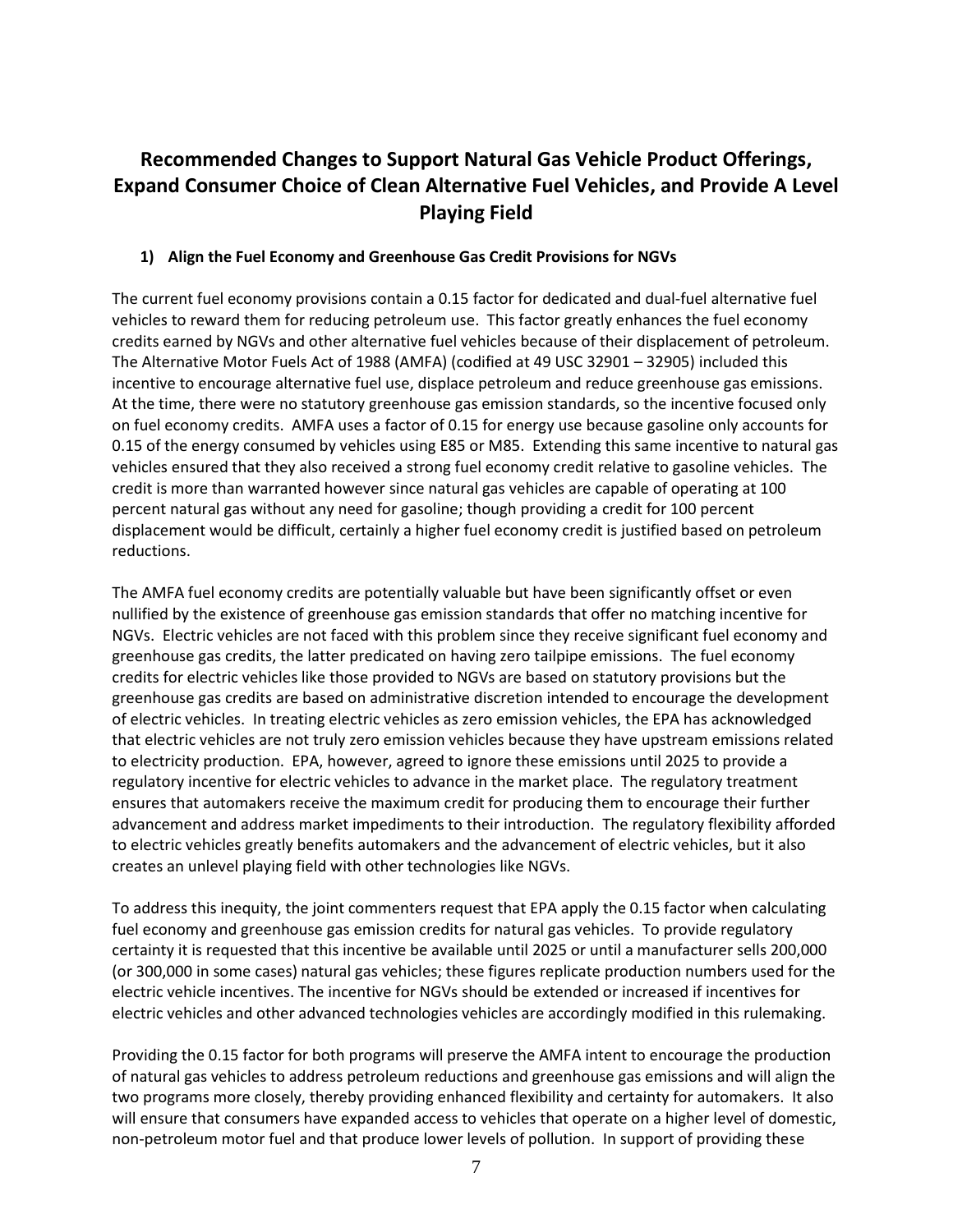# Recommended Changes to Support Natural Gas Vehicle Product Offerings, Expand Consumer Choice of Clean Alternative Fuel Vehicles, and Provide A Level Playing Field

### 1) Align the Fuel Economy and Greenhouse Gas Credit Provisions for NGVs

The current fuel economy provisions contain a 0.15 factor for dedicated and dual-fuel alternative fuel vehicles to reward them for reducing petroleum use. This factor greatly enhances the fuel economy credits earned by NGVs and other alternative fuel vehicles because of their displacement of petroleum. The Alternative Motor Fuels Act of 1988 (AMFA) (codified at 49 USC 32901 – 32905) included this incentive to encourage alternative fuel use, displace petroleum and reduce greenhouse gas emissions. At the time, there were no statutory greenhouse gas emission standards, so the incentive focused only on fuel economy credits. AMFA uses a factor of 0.15 for energy use because gasoline only accounts for 0.15 of the energy consumed by vehicles using E85 or M85. Extending this same incentive to natural gas vehicles ensured that they also received a strong fuel economy credit relative to gasoline vehicles. The credit is more than warranted however since natural gas vehicles are capable of operating at 100 percent natural gas without any need for gasoline; though providing a credit for 100 percent displacement would be difficult, certainly a higher fuel economy credit is justified based on petroleum reductions.

The AMFA fuel economy credits are potentially valuable but have been significantly offset or even nullified by the existence of greenhouse gas emission standards that offer no matching incentive for NGVs. Electric vehicles are not faced with this problem since they receive significant fuel economy and greenhouse gas credits, the latter predicated on having zero tailpipe emissions. The fuel economy credits for electric vehicles like those provided to NGVs are based on statutory provisions but the greenhouse gas credits are based on administrative discretion intended to encourage the development of electric vehicles. In treating electric vehicles as zero emission vehicles, the EPA has acknowledged that electric vehicles are not truly zero emission vehicles because they have upstream emissions related to electricity production. EPA, however, agreed to ignore these emissions until 2025 to provide a regulatory incentive for electric vehicles to advance in the market place. The regulatory treatment ensures that automakers receive the maximum credit for producing them to encourage their further advancement and address market impediments to their introduction. The regulatory flexibility afforded to electric vehicles greatly benefits automakers and the advancement of electric vehicles, but it also creates an unlevel playing field with other technologies like NGVs.

To address this inequity, the joint commenters request that EPA apply the 0.15 factor when calculating fuel economy and greenhouse gas emission credits for natural gas vehicles. To provide regulatory certainty it is requested that this incentive be available until 2025 or until a manufacturer sells 200,000 (or 300,000 in some cases) natural gas vehicles; these figures replicate production numbers used for the electric vehicle incentives. The incentive for NGVs should be extended or increased if incentives for electric vehicles and other advanced technologies vehicles are accordingly modified in this rulemaking.

Providing the 0.15 factor for both programs will preserve the AMFA intent to encourage the production of natural gas vehicles to address petroleum reductions and greenhouse gas emissions and will align the two programs more closely, thereby providing enhanced flexibility and certainty for automakers. It also will ensure that consumers have expanded access to vehicles that operate on a higher level of domestic, non-petroleum motor fuel and that produce lower levels of pollution. In support of providing these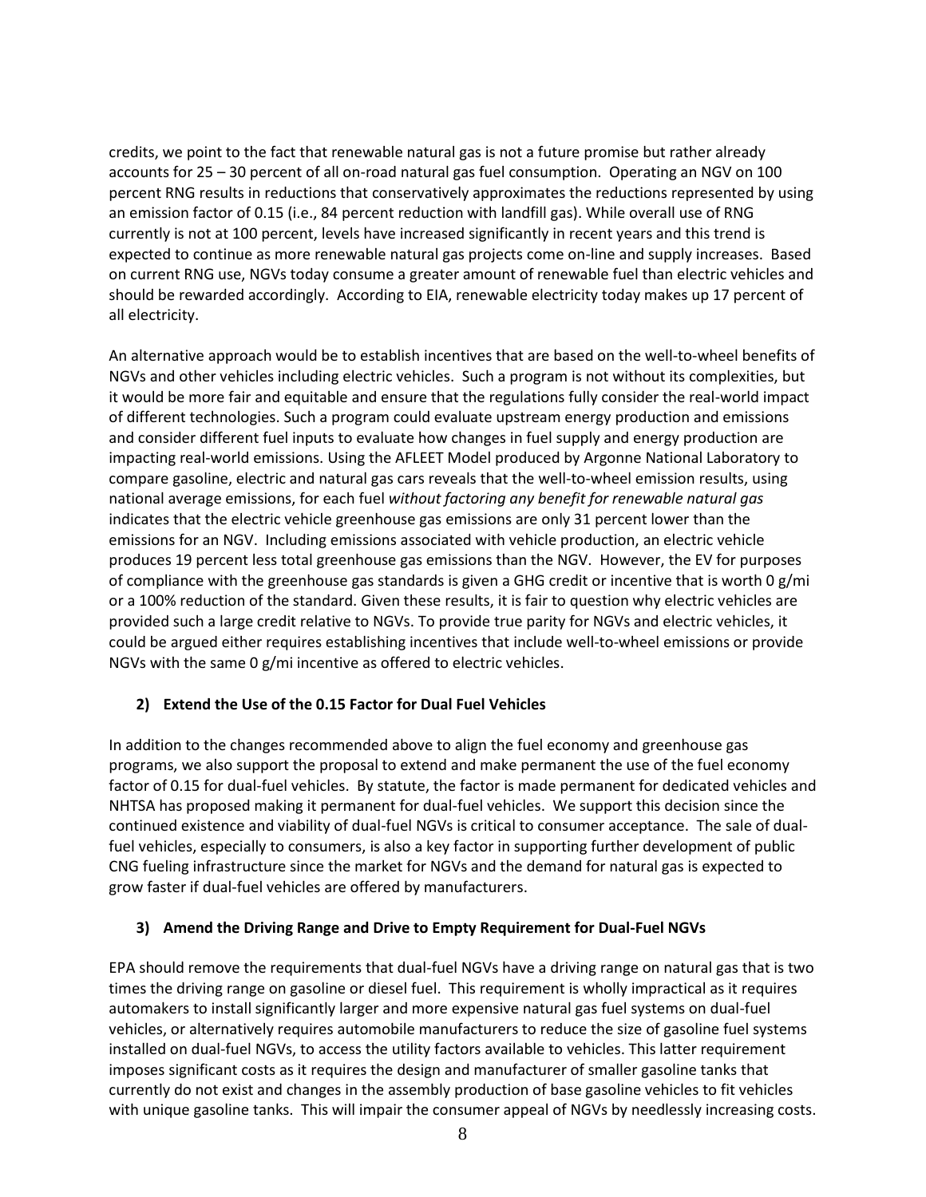credits, we point to the fact that renewable natural gas is not a future promise but rather already accounts for 25 – 30 percent of all on-road natural gas fuel consumption. Operating an NGV on 100 percent RNG results in reductions that conservatively approximates the reductions represented by using an emission factor of 0.15 (i.e., 84 percent reduction with landfill gas). While overall use of RNG currently is not at 100 percent, levels have increased significantly in recent years and this trend is expected to continue as more renewable natural gas projects come on-line and supply increases. Based on current RNG use, NGVs today consume a greater amount of renewable fuel than electric vehicles and should be rewarded accordingly. According to EIA, renewable electricity today makes up 17 percent of all electricity.

An alternative approach would be to establish incentives that are based on the well-to-wheel benefits of NGVs and other vehicles including electric vehicles. Such a program is not without its complexities, but it would be more fair and equitable and ensure that the regulations fully consider the real-world impact of different technologies. Such a program could evaluate upstream energy production and emissions and consider different fuel inputs to evaluate how changes in fuel supply and energy production are impacting real-world emissions. Using the AFLEET Model produced by Argonne National Laboratory to compare gasoline, electric and natural gas cars reveals that the well-to-wheel emission results, using national average emissions, for each fuel *without factoring any benefit for renewable natural gas* indicates that the electric vehicle greenhouse gas emissions are only 31 percent lower than the emissions for an NGV. Including emissions associated with vehicle production, an electric vehicle produces 19 percent less total greenhouse gas emissions than the NGV. However, the EV for purposes of compliance with the greenhouse gas standards is given a GHG credit or incentive that is worth 0 g/mi or a 100% reduction of the standard. Given these results, it is fair to question why electric vehicles are provided such a large credit relative to NGVs. To provide true parity for NGVs and electric vehicles, it could be argued either requires establishing incentives that include well-to-wheel emissions or provide NGVs with the same 0 g/mi incentive as offered to electric vehicles.

### 2) Extend the Use of the 0.15 Factor for Dual Fuel Vehicles

In addition to the changes recommended above to align the fuel economy and greenhouse gas programs, we also support the proposal to extend and make permanent the use of the fuel economy factor of 0.15 for dual-fuel vehicles. By statute, the factor is made permanent for dedicated vehicles and NHTSA has proposed making it permanent for dual-fuel vehicles. We support this decision since the continued existence and viability of dual-fuel NGVs is critical to consumer acceptance. The sale of dual-fuel vehicles, especially to consumers, is also a key factor in supporting further development of public CNG fueling infrastructure since the market for NGVs and the demand for natural gas is expected to grow faster if dual-fuel vehicles are offered by manufacturers.

### 3) Amend the Driving Range and Drive to Empty Requirement for Dual-Fuel NGVs

EPA should remove the requirements that dual-fuel NGVs have a driving range on natural gas that is two times the driving range on gasoline or diesel fuel. This requirement is wholly impractical as it requires automakers to install significantly larger and more expensive natural gas fuel systems on dual-fuel vehicles, or alternatively requires automobile manufacturers to reduce the size of gasoline fuel systems installed on dual-fuel NGVs, to access the utility factors available to vehicles. This latter requirement imposes significant costs as it requires the design and manufacturer of smaller gasoline tanks that currently do not exist and changes in the assembly production of base gasoline vehicles to fit vehicles with unique gasoline tanks. This will impair the consumer appeal of NGVs by needlessly increasing costs.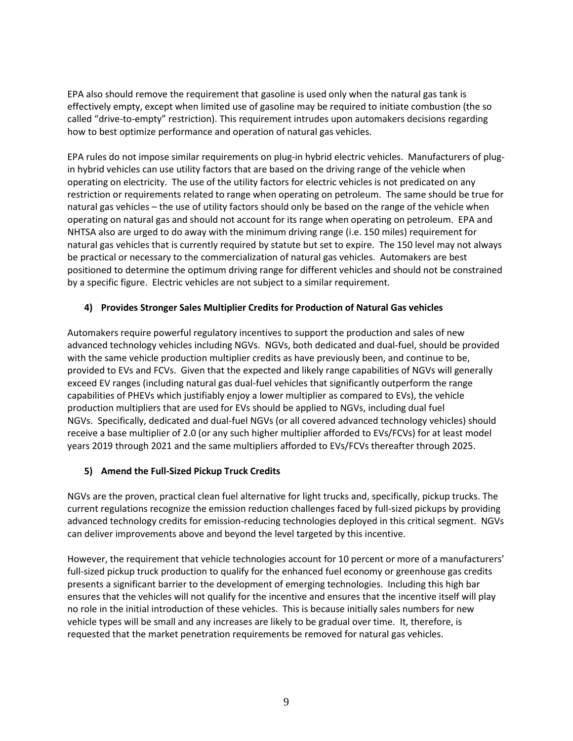EPA also should remove the requirement that gasoline is used only when the natural gas tank is effectively empty, except when limited use of gasoline may be required to initiate combustion (the so called "drive-to-empty" restriction). This requirement intrudes upon automakers decisions regarding how to best optimize performance and operation of natural gas vehicles.

EPA rules do not impose similar requirements on plug-in hybrid electric vehicles. Manufacturers of plug-in hybrid vehicles can use utility factors that are based on the driving range of the vehicle when operating on electricity. The use of the utility factors for electric vehicles is not predicated on any restriction or requirements related to range when operating on petroleum. The same should be true for natural gas vehicles – the use of utility factors should only be based on the range of the vehicle when operating on natural gas and should not account for its range when operating on petroleum. EPA and NHTSA also are urged to do away with the minimum driving range (i.e. 150 miles) requirement for natural gas vehicles that is currently required by statute but set to expire. The 150 level may not always be practical or necessary to the commercialization of natural gas vehicles. Automakers are best positioned to determine the optimum driving range for different vehicles and should not be constrained by a specific figure. Electric vehicles are not subject to a similar requirement.

### 4) Provides Stronger Sales Multiplier Credits for Production of Natural Gas vehicles

Automakers require powerful regulatory incentives to support the production and sales of new advanced technology vehicles including NGVs. NGVs, both dedicated and dual-fuel, should be provided with the same vehicle production multiplier credits as have previously been, and continue to be, provided to EVs and FCVs. Given that the expected and likely range capabilities of NGVs will generally exceed EV ranges (including natural gas dual-fuel vehicles that significantly outperform the range capabilities of PHEVs which justifiably enjoy a lower multiplier as compared to EVs), the vehicle production multipliers that are used for EVs should be applied to NGVs, including dual fuel NGVs. Specifically, dedicated and dual-fuel NGVs (or all covered advanced technology vehicles) should receive a base multiplier of 2.0 (or any such higher multiplier afforded to EVs/FCVs) for at least model years 2019 through 2021 and the same multipliers afforded to EVs/FCVs thereafter through 2025.

### 5) Amend the Full-Sized Pickup Truck Credits

NGVs are the proven, practical clean fuel alternative for light trucks and, specifically, pickup trucks. The current regulations recognize the emission reduction challenges faced by full-sized pickups by providing advanced technology credits for emission-reducing technologies deployed in this critical segment. NGVs can deliver improvements above and beyond the level targeted by this incentive.

However, the requirement that vehicle technologies account for 10 percent or more of a manufacturers' full-sized pickup truck production to qualify for the enhanced fuel economy or greenhouse gas credits presents a significant barrier to the development of emerging technologies. Including this high bar ensures that the vehicles will not qualify for the incentive and ensures that the incentive itself will play no role in the initial introduction of these vehicles. This is because initially sales numbers for new vehicle types will be small and any increases are likely to be gradual over time. It, therefore, is requested that the market penetration requirements be removed for natural gas vehicles.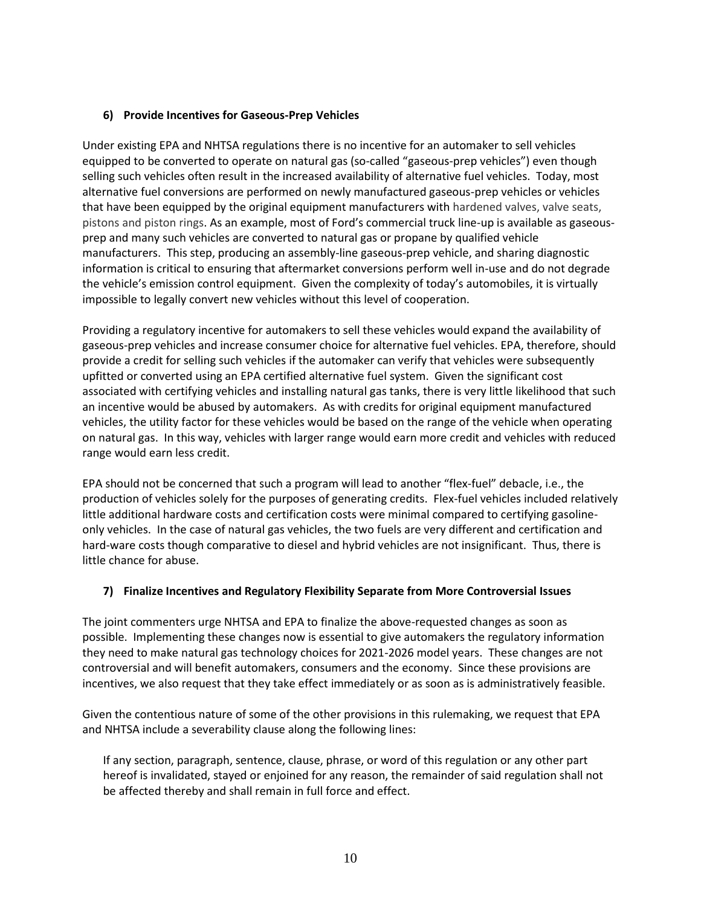### 6) Provide Incentives for Gaseous-Prep Vehicles

Under existing EPA and NHTSA regulations there is no incentive for an automaker to sell vehicles equipped to be converted to operate on natural gas (so-called "gaseous-prep vehicles") even though selling such vehicles often result in the increased availability of alternative fuel vehicles. Today, most alternative fuel conversions are performed on newly manufactured gaseous-prep vehicles or vehicles that have been equipped by the original equipment manufacturers with hardened valves, valve seats, pistons and piston rings. As an example, most of Ford's commercial truck line-up is available as gaseous-prep and many such vehicles are converted to natural gas or propane by qualified vehicle manufacturers. This step, producing an assembly-line gaseous-prep vehicle, and sharing diagnostic information is critical to ensuring that aftermarket conversions perform well in-use and do not degrade the vehicle's emission control equipment. Given the complexity of today's automobiles, it is virtually impossible to legally convert new vehicles without this level of cooperation.

Providing a regulatory incentive for automakers to sell these vehicles would expand the availability of gaseous-prep vehicles and increase consumer choice for alternative fuel vehicles. EPA, therefore, should provide a credit for selling such vehicles if the automaker can verify that vehicles were subsequently upfitted or converted using an EPA certified alternative fuel system. Given the significant cost associated with certifying vehicles and installing natural gas tanks, there is very little likelihood that such an incentive would be abused by automakers. As with credits for original equipment manufactured vehicles, the utility factor for these vehicles would be based on the range of the vehicle when operating on natural gas. In this way, vehicles with larger range would earn more credit and vehicles with reduced range would earn less credit.

EPA should not be concerned that such a program will lead to another "flex-fuel" debacle, i.e., the production of vehicles solely for the purposes of generating credits. Flex-fuel vehicles included relatively little additional hardware costs and certification costs were minimal compared to certifying gasoline-only vehicles. In the case of natural gas vehicles, the two fuels are very different and certification and hard-ware costs though comparative to diesel and hybrid vehicles are not insignificant. Thus, there is little chance for abuse.

### 7) Finalize Incentives and Regulatory Flexibility Separate from More Controversial Issues

The joint commenters urge NHTSA and EPA to finalize the above-requested changes as soon as possible. Implementing these changes now is essential to give automakers the regulatory information they need to make natural gas technology choices for 2021-2026 model years. These changes are not controversial and will benefit automakers, consumers and the economy. Since these provisions are incentives, we also request that they take effect immediately or as soon as is administratively feasible.

Given the contentious nature of some of the other provisions in this rulemaking, we request that EPA and NHTSA include a severability clause along the following lines:

> If any section, paragraph, sentence, clause, phrase, or word of this regulation or any other part hereof is invalidated, stayed or enjoined for any reason, the remainder of said regulation shall not be affected thereby and shall remain in full force and effect.